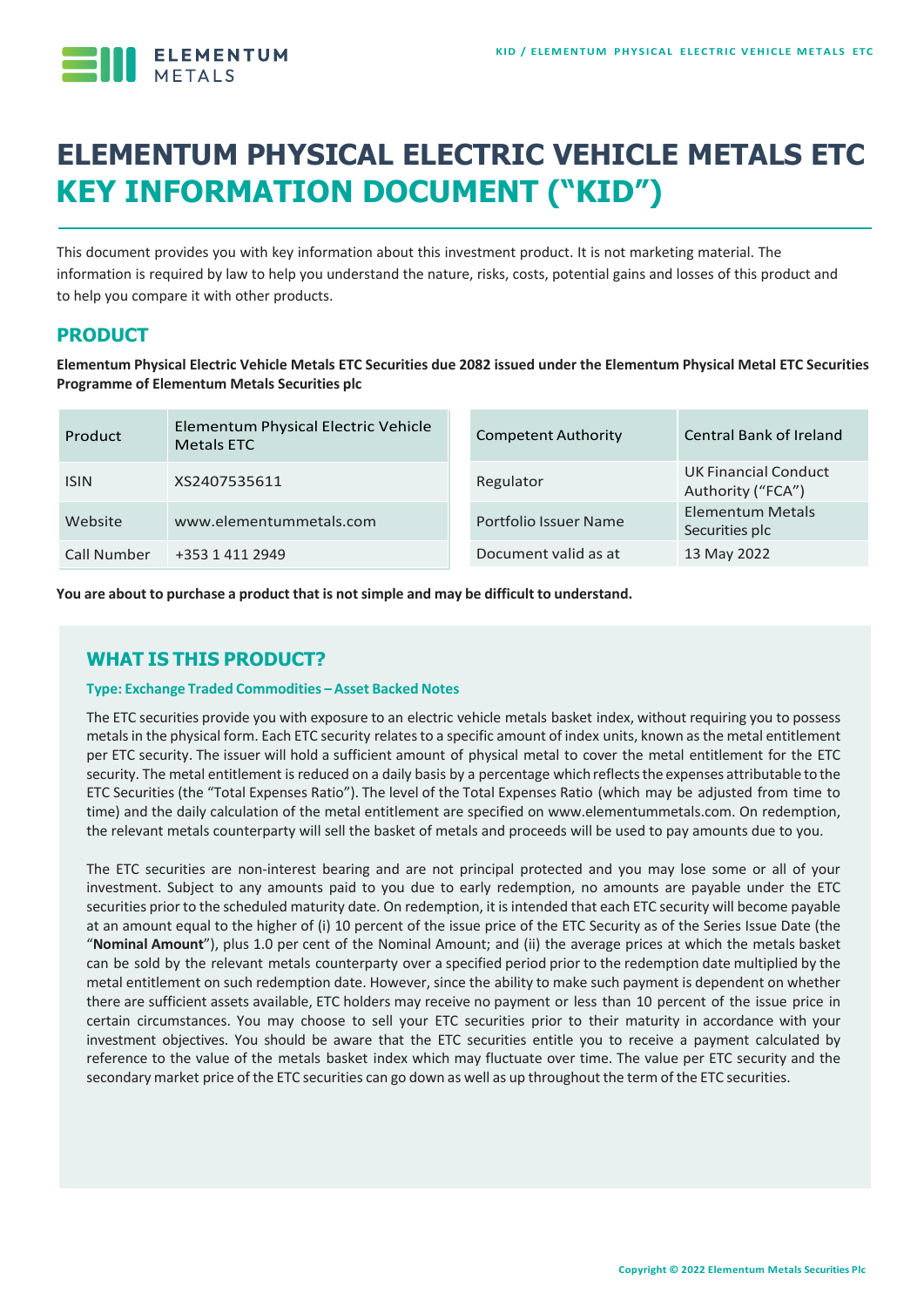# ELEMENTUM PHYSICAL ELECTRIC VEHICLE METALS ETC
# KEY INFORMATION DOCUMENT ("KID")

This document provides you with key information about this investment product. It is not marketing material. The information is required by law to help you understand the nature, risks, costs, potential gains and losses of this product and to help you compare it with other products.

## PRODUCT

**Elementum Physical Electric Vehicle Metals ETC Securities due 2082 issued under the Elementum Physical Metal ETC Securities Programme of Elementum Metals Securities plc**

| Product | Elementum Physical Electric Vehicle Metals ETC | Competent Authority | Central Bank of Ireland |
|---|---|---|---|
| ISIN | XS2407535611 | Regulator | UK Financial Conduct Authority ("FCA") |
| Website | www.elementummetals.com | Portfolio Issuer Name | Elementum Metals Securities plc |
| Call Number | +353 1 411 2949 | Document valid as at | 13 May 2022 |

**You are about to purchase a product that is not simple and may be difficult to understand.**

## WHAT IS THIS PRODUCT?

**Type: Exchange Traded Commodities – Asset Backed Notes**

The ETC securities provide you with exposure to an electric vehicle metals basket index, without requiring you to possess metals in the physical form. Each ETC security relates to a specific amount of index units, known as the metal entitlement per ETC security. The issuer will hold a sufficient amount of physical metal to cover the metal entitlement for the ETC security. The metal entitlement is reduced on a daily basis by a percentage which reflects the expenses attributable to the ETC Securities (the "Total Expenses Ratio"). The level of the Total Expenses Ratio (which may be adjusted from time to time) and the daily calculation of the metal entitlement are specified on www.elementummetals.com. On redemption, the relevant metals counterparty will sell the basket of metals and proceeds will be used to pay amounts due to you.

The ETC securities are non-interest bearing and are not principal protected and you may lose some or all of your investment. Subject to any amounts paid to you due to early redemption, no amounts are payable under the ETC securities prior to the scheduled maturity date. On redemption, it is intended that each ETC security will become payable at an amount equal to the higher of (i) 10 percent of the issue price of the ETC Security as of the Series Issue Date (the "**Nominal Amount**"), plus 1.0 per cent of the Nominal Amount; and (ii) the average prices at which the metals basket can be sold by the relevant metals counterparty over a specified period prior to the redemption date multiplied by the metal entitlement on such redemption date. However, since the ability to make such payment is dependent on whether there are sufficient assets available, ETC holders may receive no payment or less than 10 percent of the issue price in certain circumstances. You may choose to sell your ETC securities prior to their maturity in accordance with your investment objectives. You should be aware that the ETC securities entitle you to receive a payment calculated by reference to the value of the metals basket index which may fluctuate over time. The value per ETC security and the secondary market price of the ETC securities can go down as well as up throughout the term of the ETC securities.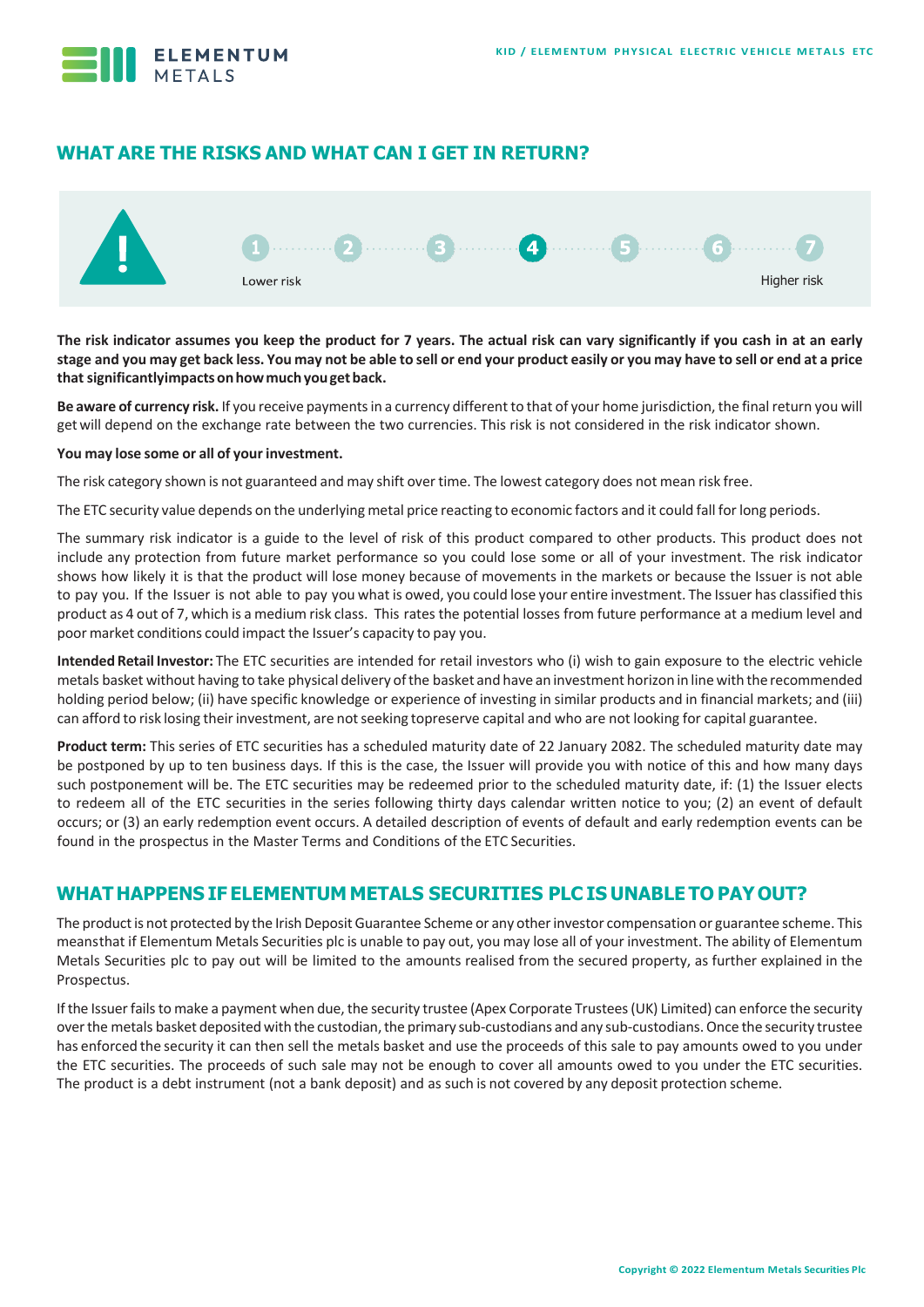## WHAT ARE THE RISKS AND WHAT CAN I GET IN RETURN?

1 2 3 **4** 5 6 7

Lower risk — Higher risk

**The risk indicator assumes you keep the product for 7 years. The actual risk can vary significantly if you cash in at an early stage and you may get back less. You may not be able to sell or end your product easily or you may have to sell or end at a price that significantlyimpacts onhowmuch youget back.**

**Be aware of currency risk.** If you receive payments in a currency different to that of your home jurisdiction, the final return you will get will depend on the exchange rate between the two currencies. This risk is not considered in the risk indicator shown.

**You may lose some or all of your investment.**

The risk category shown is not guaranteed and may shift over time. The lowest category does not mean risk free.

The ETC security value depends on the underlying metal price reacting to economic factors and it could fall for long periods.

The summary risk indicator is a guide to the level of risk of this product compared to other products. This product does not include any protection from future market performance so you could lose some or all of your investment. The risk indicator shows how likely it is that the product will lose money because of movements in the markets or because the Issuer is not able to pay you. If the Issuer is not able to pay you what is owed, you could lose your entire investment. The Issuer has classified this product as 4 out of 7, which is a medium risk class. This rates the potential losses from future performance at a medium level and poor market conditions could impact the Issuer's capacity to pay you.

**Intended Retail Investor:** The ETC securities are intended for retail investors who (i) wish to gain exposure to the electric vehicle metals basket without having to take physical delivery of the basket and have an investment horizon in line with the recommended holding period below; (ii) have specific knowledge or experience of investing in similar products and in financial markets; and (iii) can afford to risk losing their investment, are not seeking topreserve capital and who are not looking for capital guarantee.

**Product term:** This series of ETC securities has a scheduled maturity date of 22 January 2082. The scheduled maturity date may be postponed by up to ten business days. If this is the case, the Issuer will provide you with notice of this and how many days such postponement will be. The ETC securities may be redeemed prior to the scheduled maturity date, if: (1) the Issuer elects to redeem all of the ETC securities in the series following thirty days calendar written notice to you; (2) an event of default occurs; or (3) an early redemption event occurs. A detailed description of events of default and early redemption events can be found in the prospectus in the Master Terms and Conditions of the ETC Securities.

## WHAT HAPPENS IF ELEMENTUM METALS SECURITIES PLC IS UNABLE TO PAY OUT?

The product is not protected by the Irish Deposit Guarantee Scheme or any other investor compensation or guarantee scheme. This meansthat if Elementum Metals Securities plc is unable to pay out, you may lose all of your investment. The ability of Elementum Metals Securities plc to pay out will be limited to the amounts realised from the secured property, as further explained in the Prospectus.

If the Issuer fails to make a payment when due, the security trustee (Apex Corporate Trustees (UK) Limited) can enforce the security over the metals basket deposited with the custodian, the primary sub-custodians and any sub-custodians. Once the security trustee has enforced the security it can then sell the metals basket and use the proceeds of this sale to pay amounts owed to you under the ETC securities. The proceeds of such sale may not be enough to cover all amounts owed to you under the ETC securities. The product is a debt instrument (not a bank deposit) and as such is not covered by any deposit protection scheme.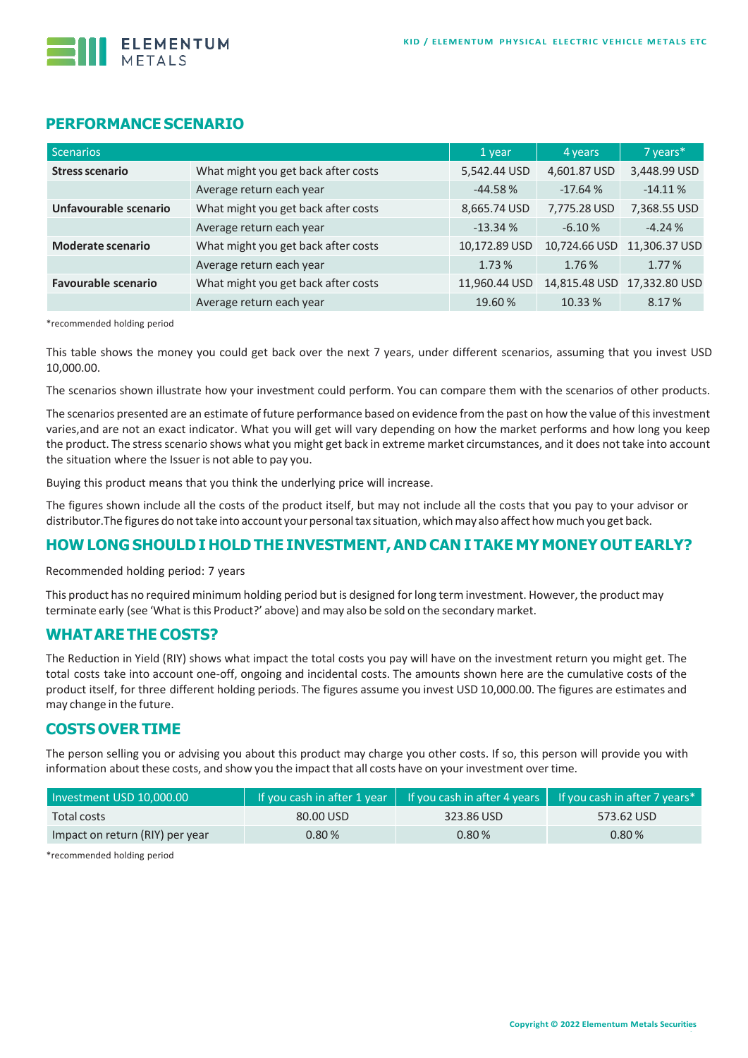## PERFORMANCE SCENARIO

| Scenarios | | 1 year | 4 years | 7 years* |
|---|---|---|---|---|
| **Stress scenario** | What might you get back after costs | 5,542.44 USD | 4,601.87 USD | 3,448.99 USD |
| | Average return each year | -44.58 % | -17.64 % | -14.11 % |
| **Unfavourable scenario** | What might you get back after costs | 8,665.74 USD | 7,775.28 USD | 7,368.55 USD |
| | Average return each year | -13.34 % | -6.10 % | -4.24 % |
| **Moderate scenario** | What might you get back after costs | 10,172.89 USD | 10,724.66 USD | 11,306.37 USD |
| | Average return each year | 1.73 % | 1.76 % | 1.77 % |
| **Favourable scenario** | What might you get back after costs | 11,960.44 USD | 14,815.48 USD | 17,332.80 USD |
| | Average return each year | 19.60 % | 10.33 % | 8.17 % |

*recommended holding period

This table shows the money you could get back over the next 7 years, under different scenarios, assuming that you invest USD 10,000.00.

The scenarios shown illustrate how your investment could perform. You can compare them with the scenarios of other products.

The scenarios presented are an estimate of future performance based on evidence from the past on how the value of this investment varies,and are not an exact indicator. What you will get will vary depending on how the market performs and how long you keep the product. The stress scenario shows what you might get back in extreme market circumstances, and it does not take into account the situation where the Issuer is not able to pay you.

Buying this product means that you think the underlying price will increase.

The figures shown include all the costs of the product itself, but may not include all the costs that you pay to your advisor or distributor.The figures do not take into account your personal tax situation, which may also affect how much you get back.

## HOW LONG SHOULD I HOLD THE INVESTMENT, AND CAN I TAKE MY MONEY OUT EARLY?

Recommended holding period: 7 years

This product has no required minimum holding period but is designed for long term investment. However, the product may terminate early (see 'What is this Product?' above) and may also be sold on the secondary market.

## WHAT ARE THE COSTS?

The Reduction in Yield (RIY) shows what impact the total costs you pay will have on the investment return you might get. The total costs take into account one-off, ongoing and incidental costs. The amounts shown here are the cumulative costs of the product itself, for three different holding periods. The figures assume you invest USD 10,000.00. The figures are estimates and may change in the future.

## COSTS OVER TIME

The person selling you or advising you about this product may charge you other costs. If so, this person will provide you with information about these costs, and show you the impact that all costs have on your investment over time.

| Investment USD 10,000.00 | If you cash in after 1 year | If you cash in after 4 years | If you cash in after 7 years* |
|---|---|---|---|
| Total costs | 80.00 USD | 323.86 USD | 573.62 USD |
| Impact on return (RIY) per year | 0.80 % | 0.80 % | 0.80 % |

*recommended holding period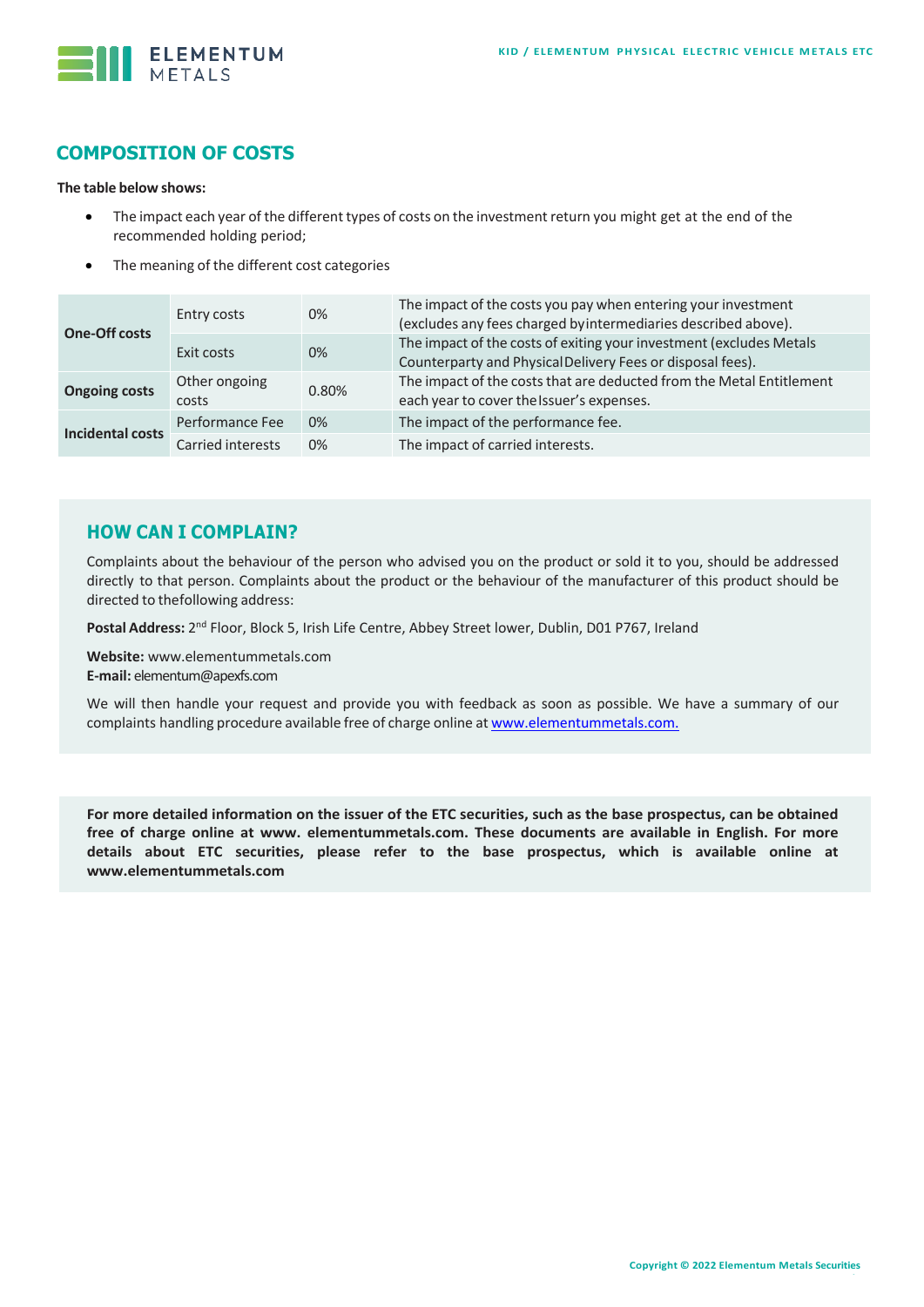## COMPOSITION OF COSTS

**The table below shows:**

- The impact each year of the different types of costs on the investment return you might get at the end of the recommended holding period;
- The meaning of the different cost categories

| | | | |
|---|---|---|---|
| **One-Off costs** | Entry costs | 0% | The impact of the costs you pay when entering your investment (excludes any fees charged by intermediaries described above). |
| | Exit costs | 0% | The impact of the costs of exiting your investment (excludes Metals Counterparty and Physical Delivery Fees or disposal fees). |
| **Ongoing costs** | Other ongoing costs | 0.80% | The impact of the costs that are deducted from the Metal Entitlement each year to cover the Issuer's expenses. |
| **Incidental costs** | Performance Fee | 0% | The impact of the performance fee. |
| | Carried interests | 0% | The impact of carried interests. |

## HOW CAN I COMPLAIN?

Complaints about the behaviour of the person who advised you on the product or sold it to you, should be addressed directly to that person. Complaints about the product or the behaviour of the manufacturer of this product should be directed to the following address:

**Postal Address:** 2nd Floor, Block 5, Irish Life Centre, Abbey Street lower, Dublin, D01 P767, Ireland

**Website:** www.elementummetals.com
**E-mail:** elementum@apexfs.com

We will then handle your request and provide you with feedback as soon as possible. We have a summary of our complaints handling procedure available free of charge online at www.elementummetals.com.

**For more detailed information on the issuer of the ETC securities, such as the base prospectus, can be obtained free of charge online at www. elementummetals.com. These documents are available in English. For more details about ETC securities, please refer to the base prospectus, which is available online at www.elementummetals.com**